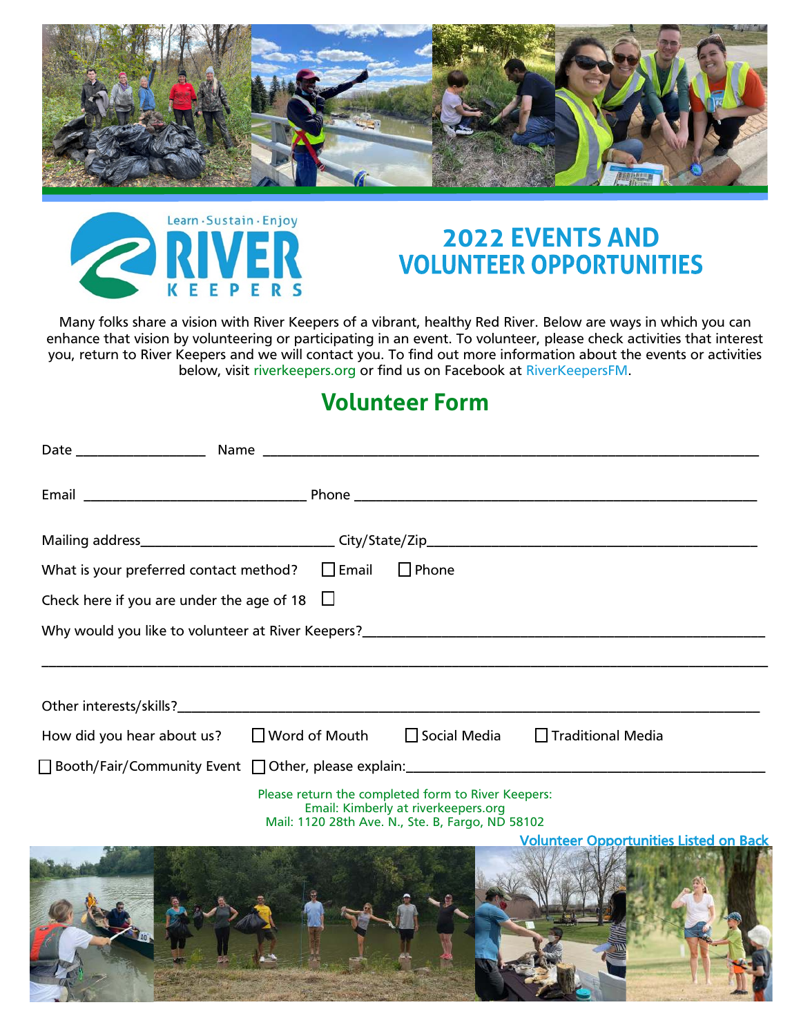Learn · Sustain · Enjoy

RIVER KEEPERS

# 2022 EVENTS AND VOLUNTEER OPPORTUNITIES

Many folks share a vision with River Keepers of a vibrant, healthy Red River. Below are ways in which you can enhance that vision by volunteering or participating in an event. To volunteer, please check activities that interest you, return to River Keepers and we will contact you. To find out more information about the events or activities below, visit riverkeepers.org or find us on Facebook at RiverKeepersFM.

## Volunteer Form

Date ________________ Name ____________________________________________________________

Email ____________________________ Phone ______________________________________________

Mailing address________________________ City/State/Zip__________________________________________

What is your preferred contact method? ☐ Email ☐ Phone

Check here if you are under the age of 18 ☐

Why would you like to volunteer at River Keepers?_____________________________________________

_______________________________________________________________________________________

Other interests/skills?__________________________________________________________________________

How did you hear about us? ☐ Word of Mouth ☐ Social Media ☐ Traditional Media

☐ Booth/Fair/Community Event ☐ Other, please explain:______________________________________________

Please return the completed form to River Keepers:
Email: Kimberly at riverkeepers.org
Mail: 1120 28th Ave. N., Ste. B, Fargo, ND 58102

Volunteer Opportunities Listed on Back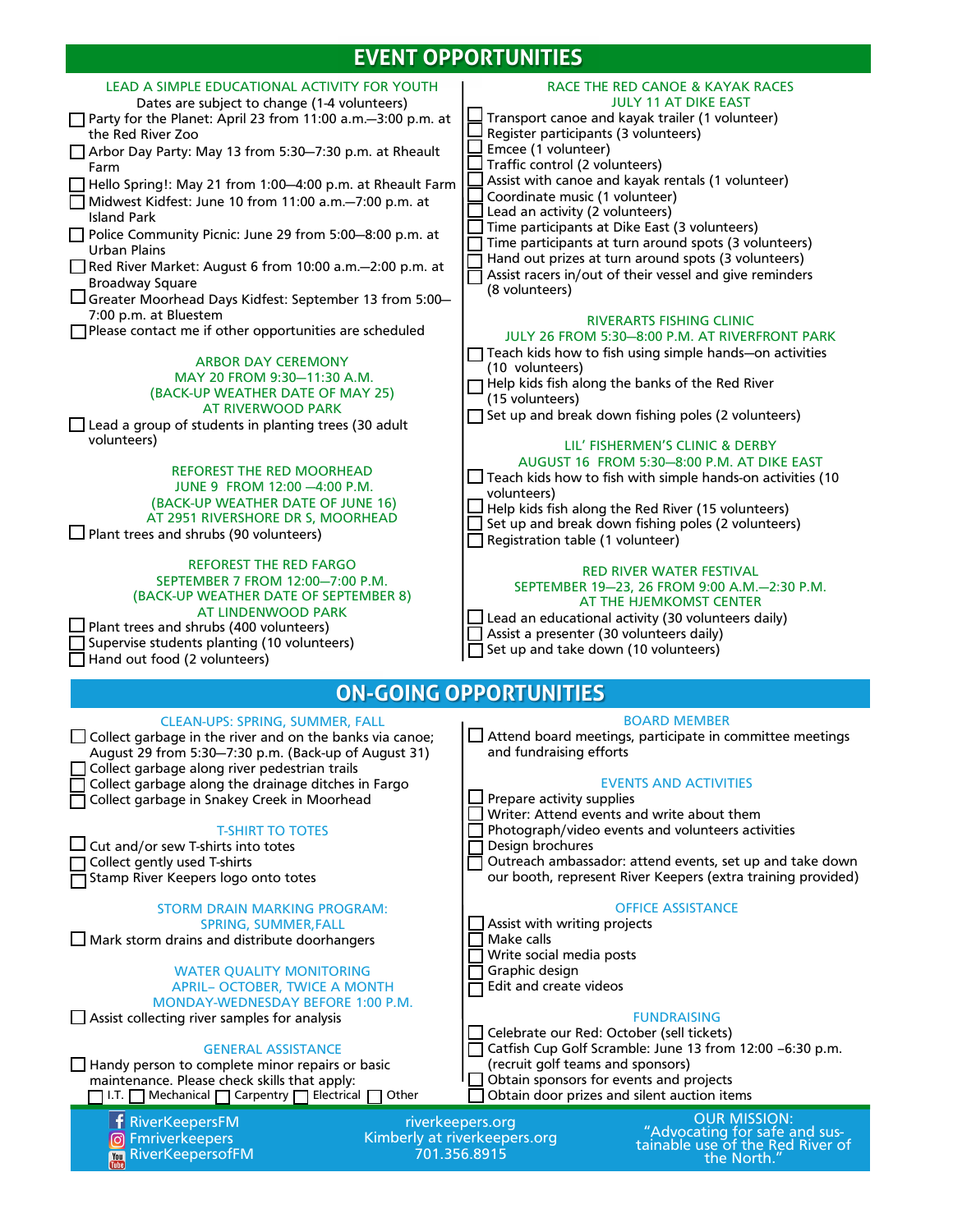# EVENT OPPORTUNITIES

### LEAD A SIMPLE EDUCATIONAL ACTIVITY FOR YOUTH

Dates are subject to change (1-4 volunteers)

- ☐ Party for the Planet: April 23 from 11:00 a.m.—3:00 p.m. at the Red River Zoo
- ☐ Arbor Day Party: May 13 from 5:30—7:30 p.m. at Rheault Farm
- ☐ Hello Spring!: May 21 from 1:00—4:00 p.m. at Rheault Farm
- ☐ Midwest Kidfest: June 10 from 11:00 a.m.—7:00 p.m. at Island Park
- ☐ Police Community Picnic: June 29 from 5:00—8:00 p.m. at Urban Plains
- ☐ Red River Market: August 6 from 10:00 a.m.—2:00 p.m. at Broadway Square
- ☐ Greater Moorhead Days Kidfest: September 13 from 5:00—7:00 p.m. at Bluestem
- ☐ Please contact me if other opportunities are scheduled

### ARBOR DAY CEREMONY
MAY 20 FROM 9:30—11:30 A.M.
(BACK-UP WEATHER DATE OF MAY 25)
AT RIVERWOOD PARK

- ☐ Lead a group of students in planting trees (30 adult volunteers)

### REFOREST THE RED MOORHEAD
JUNE 9 FROM 12:00 —4:00 P.M.
(BACK-UP WEATHER DATE OF JUNE 16)
AT 2951 RIVERSHORE DR S, MOORHEAD

- ☐ Plant trees and shrubs (90 volunteers)

### REFOREST THE RED FARGO
SEPTEMBER 7 FROM 12:00—7:00 P.M.
(BACK-UP WEATHER DATE OF SEPTEMBER 8)
AT LINDENWOOD PARK

- ☐ Plant trees and shrubs (400 volunteers)
- ☐ Supervise students planting (10 volunteers)
- ☐ Hand out food (2 volunteers)

### RACE THE RED CANOE & KAYAK RACES
JULY 11 AT DIKE EAST

- ☐ Transport canoe and kayak trailer (1 volunteer)
- ☐ Register participants (3 volunteers)
- ☐ Emcee (1 volunteer)
- ☐ Traffic control (2 volunteers)
- ☐ Assist with canoe and kayak rentals (1 volunteer)
- ☐ Coordinate music (1 volunteer)
- ☐ Lead an activity (2 volunteers)
- ☐ Time participants at Dike East (3 volunteers)
- ☐ Time participants at turn around spots (3 volunteers)
- ☐ Hand out prizes at turn around spots (3 volunteers)
- ☐ Assist racers in/out of their vessel and give reminders (8 volunteers)

### RIVERARTS FISHING CLINIC
JULY 26 FROM 5:30—8:00 P.M. AT RIVERFRONT PARK

- ☐ Teach kids how to fish using simple hands—on activities (10 volunteers)
- ☐ Help kids fish along the banks of the Red River (15 volunteers)
- ☐ Set up and break down fishing poles (2 volunteers)

### LIL' FISHERMEN'S CLINIC & DERBY
AUGUST 16 FROM 5:30—8:00 P.M. AT DIKE EAST

- ☐ Teach kids how to fish with simple hands-on activities (10 volunteers)
- ☐ Help kids fish along the Red River (15 volunteers)
- ☐ Set up and break down fishing poles (2 volunteers)
- ☐ Registration table (1 volunteer)

### RED RIVER WATER FESTIVAL
SEPTEMBER 19—23, 26 FROM 9:00 A.M.—2:30 P.M.
AT THE HJEMKOMST CENTER

- ☐ Lead an educational activity (30 volunteers daily)
- ☐ Assist a presenter (30 volunteers daily)
- ☐ Set up and take down (10 volunteers)

# ON-GOING OPPORTUNITIES

### CLEAN-UPS: SPRING, SUMMER, FALL

- ☐ Collect garbage in the river and on the banks via canoe; August 29 from 5:30—7:30 p.m. (Back-up of August 31)
- ☐ Collect garbage along river pedestrian trails
- ☐ Collect garbage along the drainage ditches in Fargo
- ☐ Collect garbage in Snakey Creek in Moorhead

### T-SHIRT TO TOTES

- ☐ Cut and/or sew T-shirts into totes
- ☐ Collect gently used T-shirts
- ☐ Stamp River Keepers logo onto totes

### STORM DRAIN MARKING PROGRAM: SPRING, SUMMER,FALL

- ☐ Mark storm drains and distribute doorhangers

### WATER QUALITY MONITORING
APRIL– OCTOBER, TWICE A MONTH
MONDAY-WEDNESDAY BEFORE 1:00 P.M.

- ☐ Assist collecting river samples for analysis

### GENERAL ASSISTANCE

- ☐ Handy person to complete minor repairs or basic maintenance. Please check skills that apply:
  ☐ I.T. ☐ Mechanical ☐ Carpentry ☐ Electrical ☐ Other

### BOARD MEMBER

- ☐ Attend board meetings, participate in committee meetings and fundraising efforts

### EVENTS AND ACTIVITIES

- ☐ Prepare activity supplies
- ☐ Writer: Attend events and write about them
- ☐ Photograph/video events and volunteers activities
- ☐ Design brochures
- ☐ Outreach ambassador: attend events, set up and take down our booth, represent River Keepers (extra training provided)

### OFFICE ASSISTANCE

- ☐ Assist with writing projects
- ☐ Make calls
- ☐ Write social media posts
- ☐ Graphic design
- ☐ Edit and create videos

### FUNDRAISING

- ☐ Celebrate our Red: October (sell tickets)
- ☐ Catfish Cup Golf Scramble: June 13 from 12:00 –6:30 p.m. (recruit golf teams and sponsors)
- ☐ Obtain sponsors for events and projects
- ☐ Obtain door prizes and silent auction items

RiverKeepersFM
Fmriverkeepers
RiverKeepersofFM

riverkeepers.org
Kimberly at riverkeepers.org
701.356.8915

OUR MISSION:
"Advocating for safe and sustainable use of the Red River of the North."